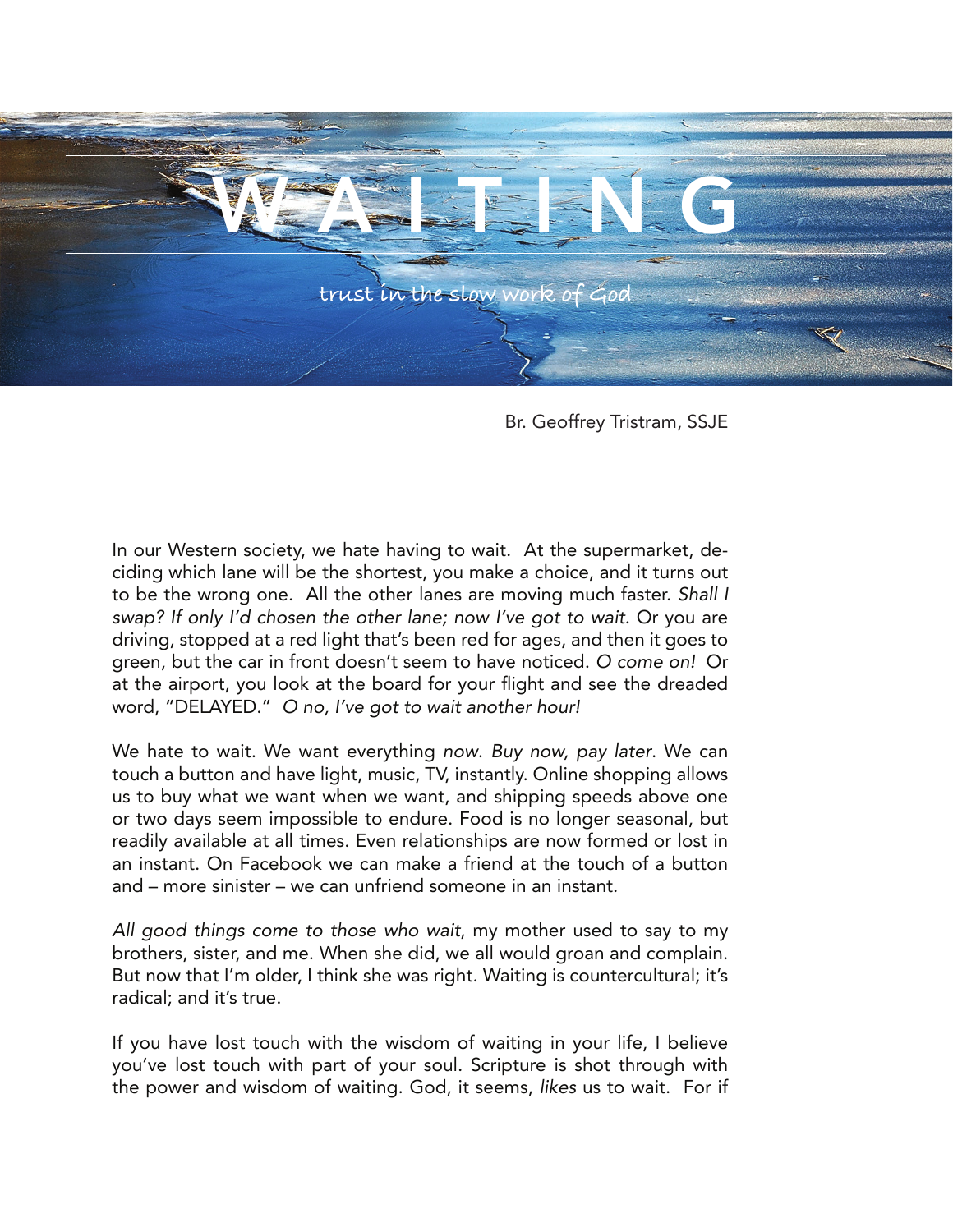# WAITING

trust in the slow work of God

Br. Geoffrey Tristram, SSJE

In our Western society, we hate having to wait. At the supermarket, deciding which lane will be the shortest, you make a choice, and it turns out to be the wrong one. All the other lanes are moving much faster. *Shall I swap? If only I'd chosen the other lane; now I've got to wait.* Or you are driving, stopped at a red light that's been red for ages, and then it goes to green, but the car in front doesn't seem to have noticed. *O come on!* Or at the airport, you look at the board for your flight and see the dreaded word, "DELAYED." *O no, I've got to wait another hour!*

We hate to wait. We want everything *now*. *Buy now, pay later*. We can touch a button and have light, music, TV, instantly. Online shopping allows us to buy what we want when we want, and shipping speeds above one or two days seem impossible to endure. Food is no longer seasonal, but readily available at all times. Even relationships are now formed or lost in an instant. On Facebook we can make a friend at the touch of a button and – more sinister – we can unfriend someone in an instant.

*All good things come to those who wait*, my mother used to say to my brothers, sister, and me. When she did, we all would groan and complain. But now that I'm older, I think she was right. Waiting is countercultural; it's radical; and it's true.

If you have lost touch with the wisdom of waiting in your life, I believe you've lost touch with part of your soul. Scripture is shot through with the power and wisdom of waiting. God, it seems, *likes* us to wait. For if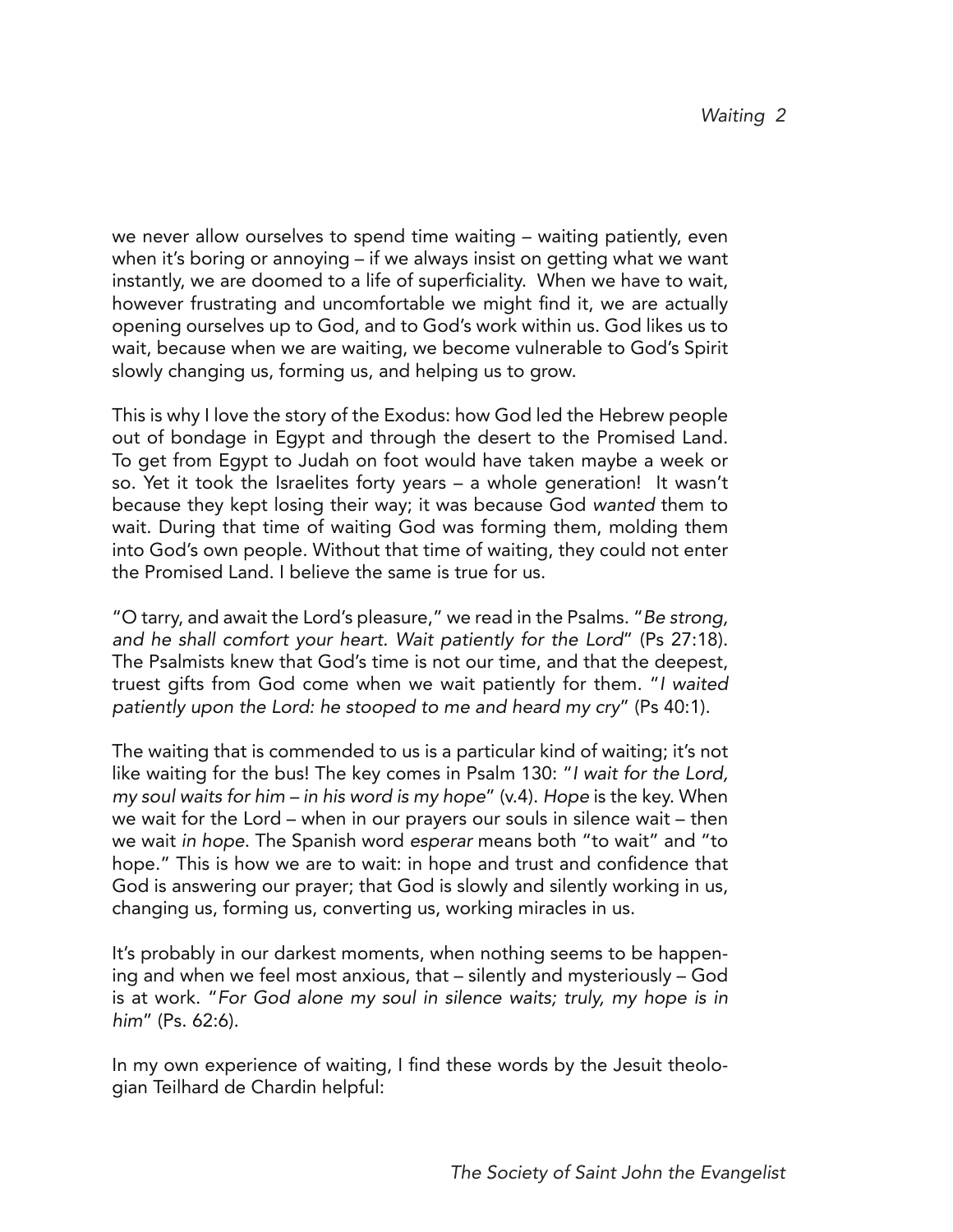we never allow ourselves to spend time waiting – waiting patiently, even when it's boring or annoying – if we always insist on getting what we want instantly, we are doomed to a life of superficiality. When we have to wait, however frustrating and uncomfortable we might find it, we are actually opening ourselves up to God, and to God's work within us. God likes us to wait, because when we are waiting, we become vulnerable to God's Spirit slowly changing us, forming us, and helping us to grow.

This is why I love the story of the Exodus: how God led the Hebrew people out of bondage in Egypt and through the desert to the Promised Land. To get from Egypt to Judah on foot would have taken maybe a week or so. Yet it took the Israelites forty years – a whole generation! It wasn't because they kept losing their way; it was because God *wanted* them to wait. During that time of waiting God was forming them, molding them into God's own people. Without that time of waiting, they could not enter the Promised Land. I believe the same is true for us.

"O tarry, and await the Lord's pleasure," we read in the Psalms. "*Be strong, and he shall comfort your heart. Wait patiently for the Lord*" (Ps 27:18). The Psalmists knew that God's time is not our time, and that the deepest, truest gifts from God come when we wait patiently for them. "*I waited patiently upon the Lord: he stooped to me and heard my cry*" (Ps 40:1).

The waiting that is commended to us is a particular kind of waiting; it's not like waiting for the bus! The key comes in Psalm 130: "*I wait for the Lord, my soul waits for him – in his word is my hope*" (v.4). *Hope* is the key. When we wait for the Lord – when in our prayers our souls in silence wait – then we wait *in hope*. The Spanish word *esperar* means both "to wait" and "to hope." This is how we are to wait: in hope and trust and confidence that God is answering our prayer; that God is slowly and silently working in us, changing us, forming us, converting us, working miracles in us.

It's probably in our darkest moments, when nothing seems to be happening and when we feel most anxious, that – silently and mysteriously – God is at work. "*For God alone my soul in silence waits; truly, my hope is in him*" (Ps. 62:6).

In my own experience of waiting, I find these words by the Jesuit theologian Teilhard de Chardin helpful: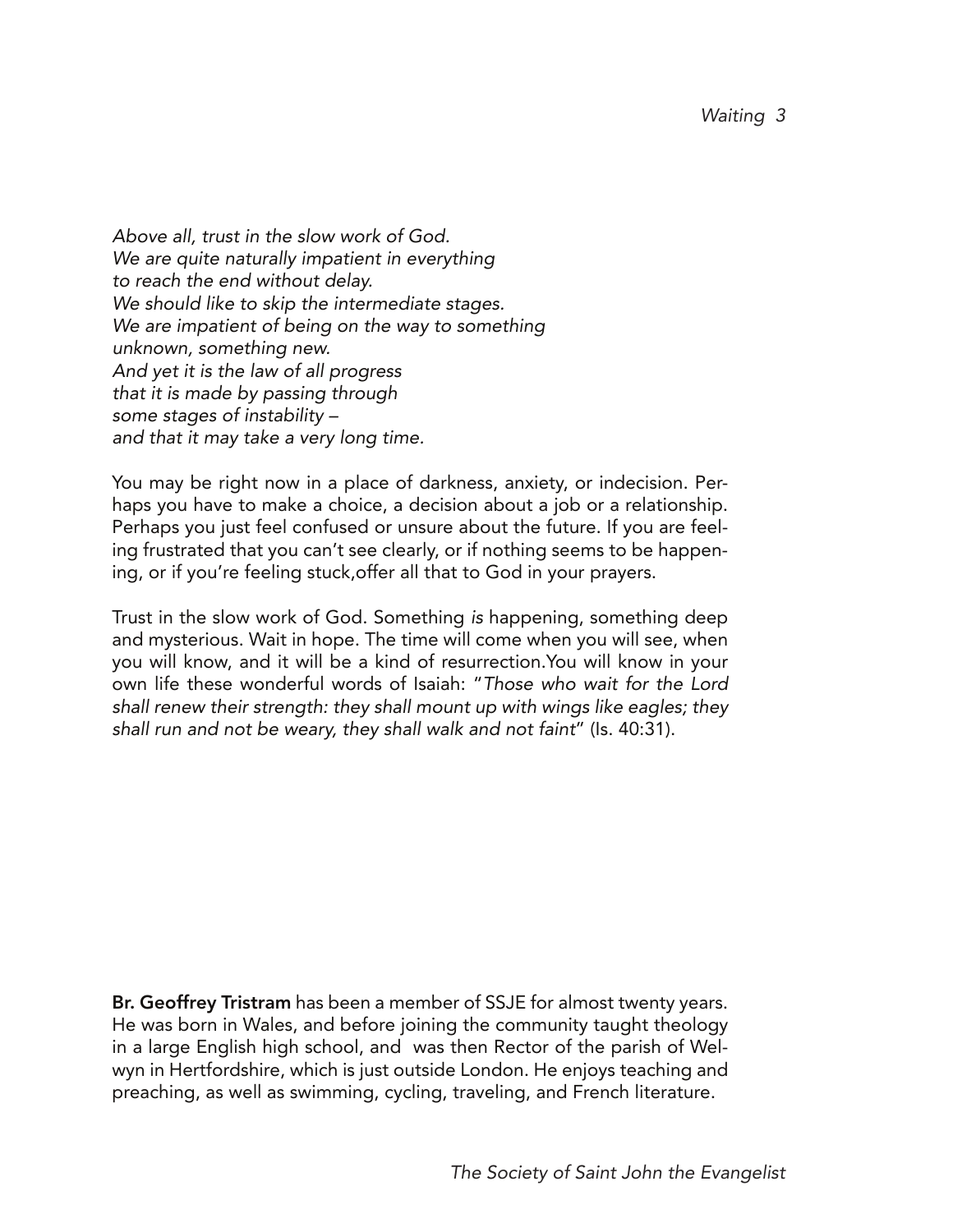*Above all, trust in the slow work of God.*
*We are quite naturally impatient in everything*
*to reach the end without delay.*
*We should like to skip the intermediate stages.*
*We are impatient of being on the way to something*
*unknown, something new.*
*And yet it is the law of all progress*
*that it is made by passing through*
*some stages of instability –*
*and that it may take a very long time.*

You may be right now in a place of darkness, anxiety, or indecision. Perhaps you have to make a choice, a decision about a job or a relationship. Perhaps you just feel confused or unsure about the future. If you are feeling frustrated that you can't see clearly, or if nothing seems to be happening, or if you're feeling stuck,offer all that to God in your prayers.

Trust in the slow work of God. Something *is* happening, something deep and mysterious. Wait in hope. The time will come when you will see, when you will know, and it will be a kind of resurrection.You will know in your own life these wonderful words of Isaiah: "*Those who wait for the Lord shall renew their strength: they shall mount up with wings like eagles; they shall run and not be weary, they shall walk and not faint*" (Is. 40:31).

**Br. Geoffrey Tristram** has been a member of SSJE for almost twenty years. He was born in Wales, and before joining the community taught theology in a large English high school, and was then Rector of the parish of Welwyn in Hertfordshire, which is just outside London. He enjoys teaching and preaching, as well as swimming, cycling, traveling, and French literature.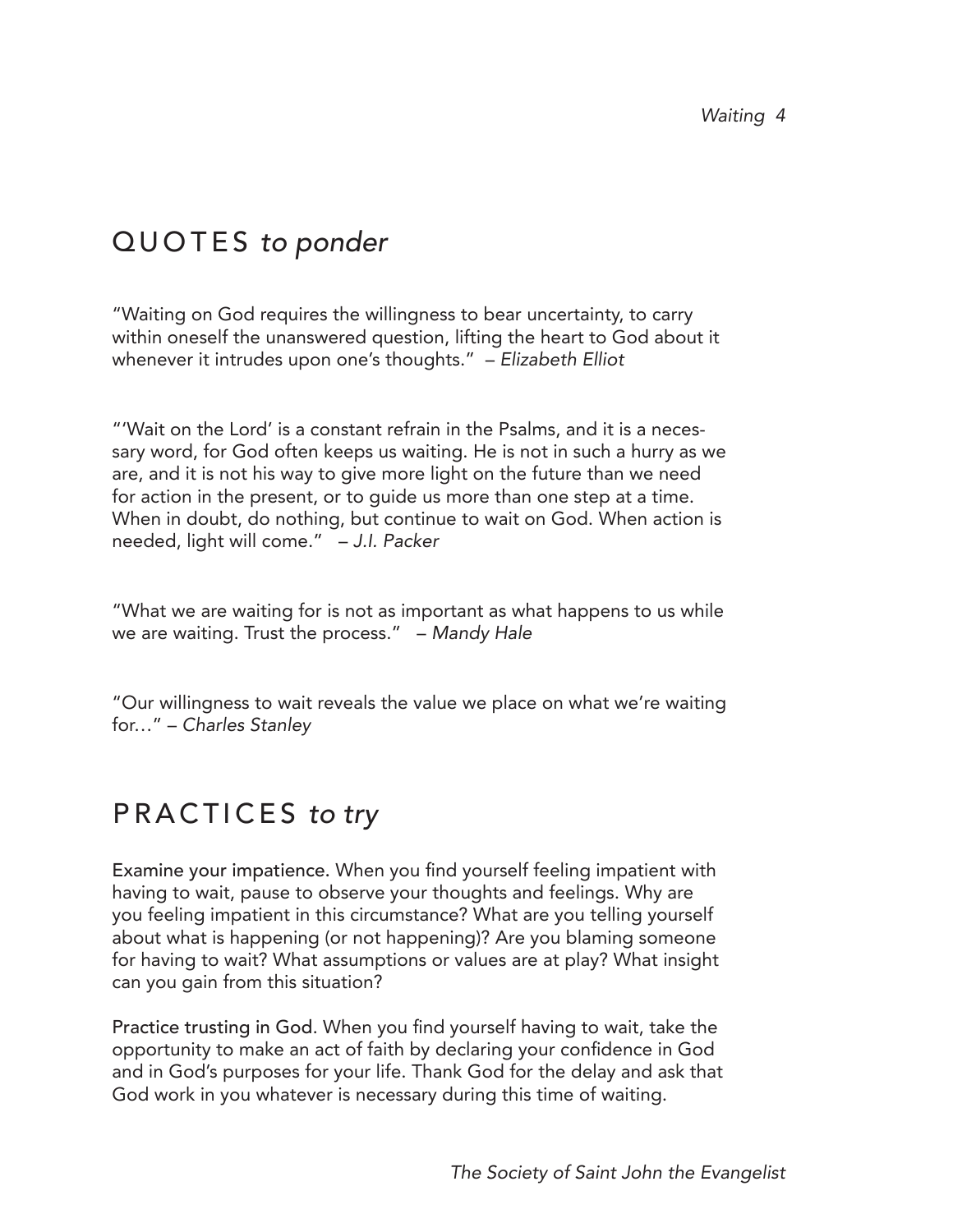## QUOTES *to ponder*

"Waiting on God requires the willingness to bear uncertainty, to carry within oneself the unanswered question, lifting the heart to God about it whenever it intrudes upon one's thoughts." – *Elizabeth Elliot*

"'Wait on the Lord' is a constant refrain in the Psalms, and it is a necessary word, for God often keeps us waiting. He is not in such a hurry as we are, and it is not his way to give more light on the future than we need for action in the present, or to guide us more than one step at a time. When in doubt, do nothing, but continue to wait on God. When action is needed, light will come." – *J.I. Packer*

"What we are waiting for is not as important as what happens to us while we are waiting. Trust the process." – *Mandy Hale*

"Our willingness to wait reveals the value we place on what we're waiting for…" – *Charles Stanley*

## PRACTICES *to try*

**Examine your impatience.** When you find yourself feeling impatient with having to wait, pause to observe your thoughts and feelings. Why are you feeling impatient in this circumstance? What are you telling yourself about what is happening (or not happening)? Are you blaming someone for having to wait? What assumptions or values are at play? What insight can you gain from this situation?

**Practice trusting in God**. When you find yourself having to wait, take the opportunity to make an act of faith by declaring your confidence in God and in God's purposes for your life. Thank God for the delay and ask that God work in you whatever is necessary during this time of waiting.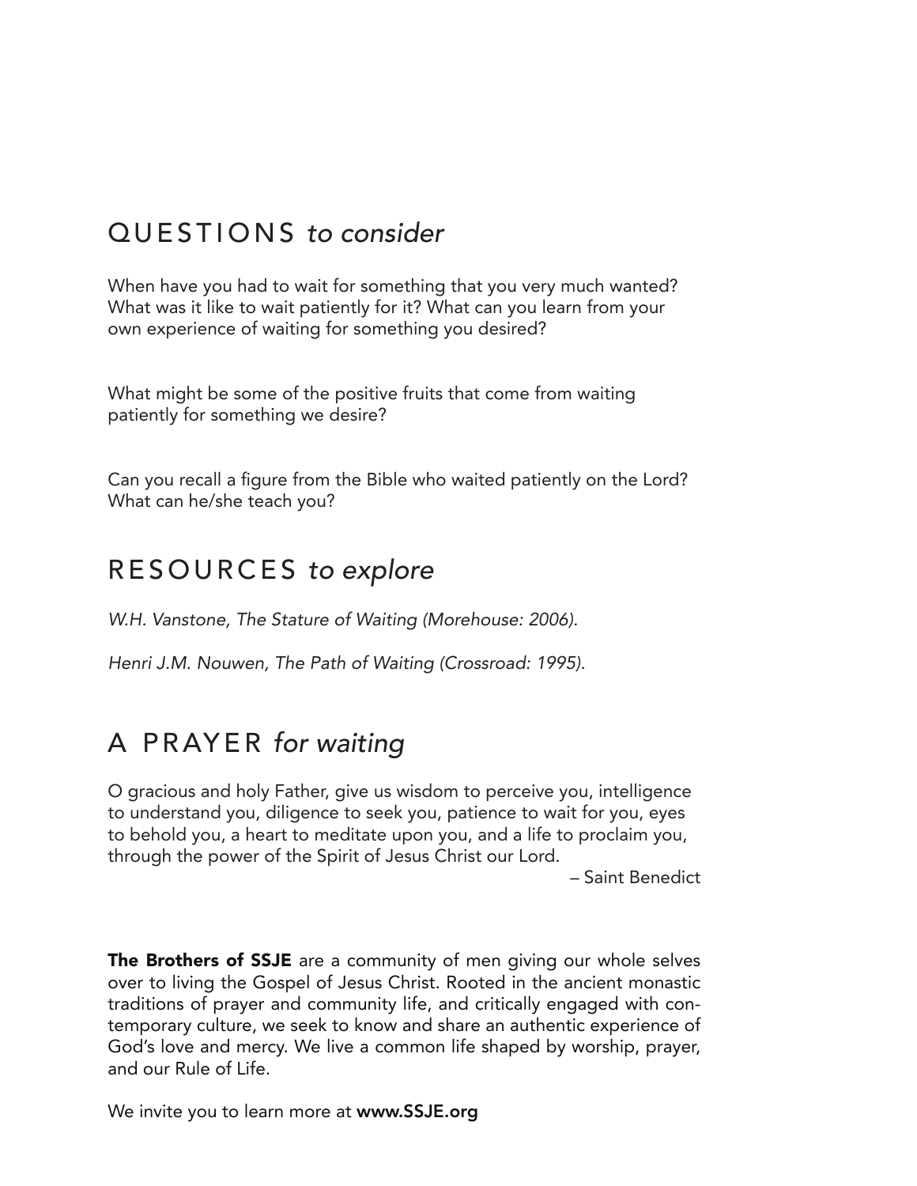## QUESTIONS *to consider*

When have you had to wait for something that you very much wanted? What was it like to wait patiently for it? What can you learn from your own experience of waiting for something you desired?

What might be some of the positive fruits that come from waiting patiently for something we desire?

Can you recall a figure from the Bible who waited patiently on the Lord? What can he/she teach you?

## RESOURCES *to explore*

*W.H. Vanstone, The Stature of Waiting (Morehouse: 2006).*

*Henri J.M. Nouwen, The Path of Waiting (Crossroad: 1995).*

## A PRAYER *for waiting*

O gracious and holy Father, give us wisdom to perceive you, intelligence to understand you, diligence to seek you, patience to wait for you, eyes to behold you, a heart to meditate upon you, and a life to proclaim you, through the power of the Spirit of Jesus Christ our Lord.

– Saint Benedict

**The Brothers of SSJE** are a community of men giving our whole selves over to living the Gospel of Jesus Christ. Rooted in the ancient monastic traditions of prayer and community life, and critically engaged with contemporary culture, we seek to know and share an authentic experience of God's love and mercy. We live a common life shaped by worship, prayer, and our Rule of Life.

We invite you to learn more at **www.SSJE.org**